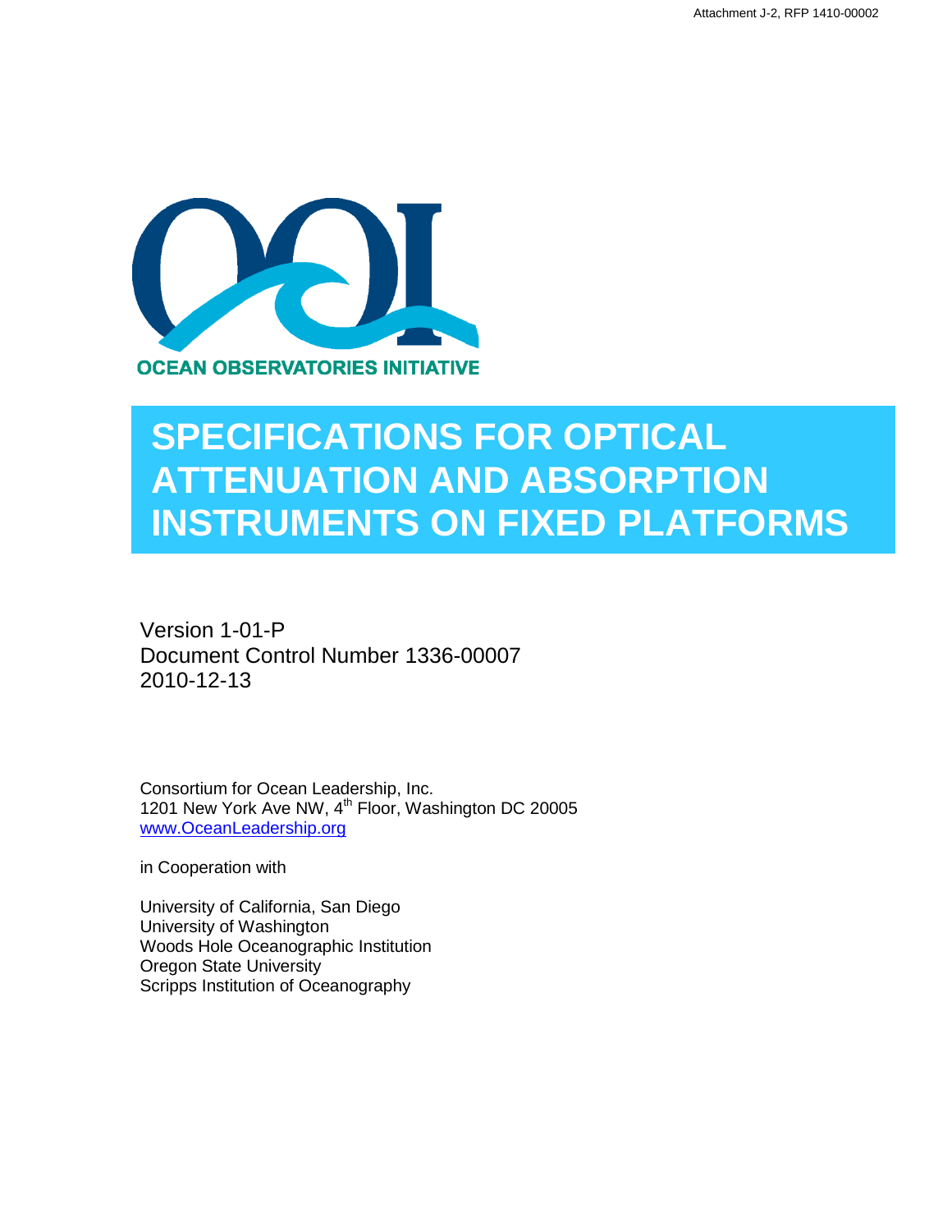Attachment J-2, RFP 1410-00002

OCEAN OBSERVATORIES INITIATIVE

# SPECIFICATIONS FOR OPTICAL ATTENUATION AND ABSORPTION INSTRUMENTS ON FIXED PLATFORMS

Version 1-01-P
Document Control Number 1336-00007
2010-12-13

Consortium for Ocean Leadership, Inc.
1201 New York Ave NW, 4th Floor, Washington DC 20005
www.OceanLeadership.org

in Cooperation with

University of California, San Diego
University of Washington
Woods Hole Oceanographic Institution
Oregon State University
Scripps Institution of Oceanography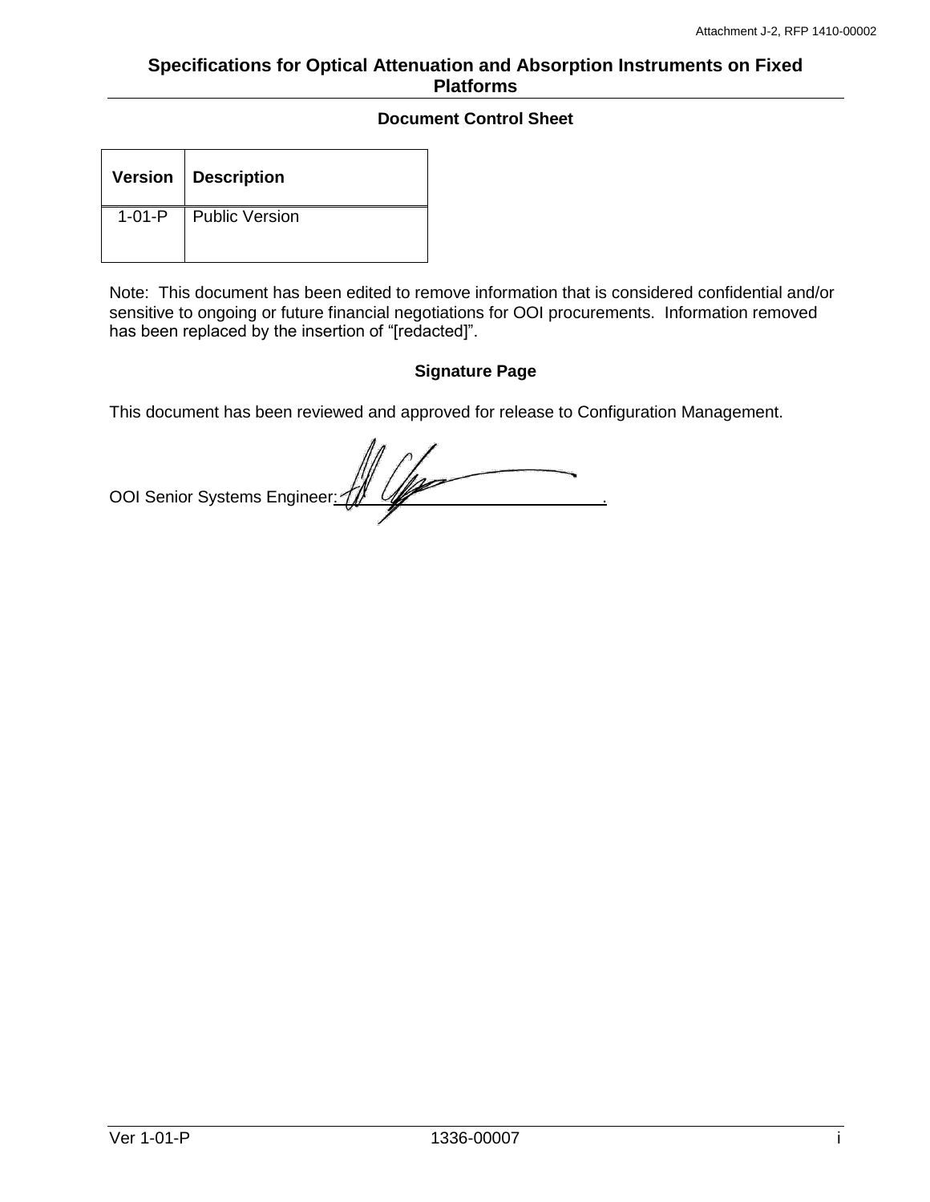# Specifications for Optical Attenuation and Absorption Instruments on Fixed Platforms

## Document Control Sheet

| Version | Description |
|---|---|
| 1-01-P | Public Version |

Note: This document has been edited to remove information that is considered confidential and/or sensitive to ongoing or future financial negotiations for OOI procurements. Information removed has been replaced by the insertion of "[redacted]".

## Signature Page

This document has been reviewed and approved for release to Configuration Management.

OOI Senior Systems Engineer: ______________________________.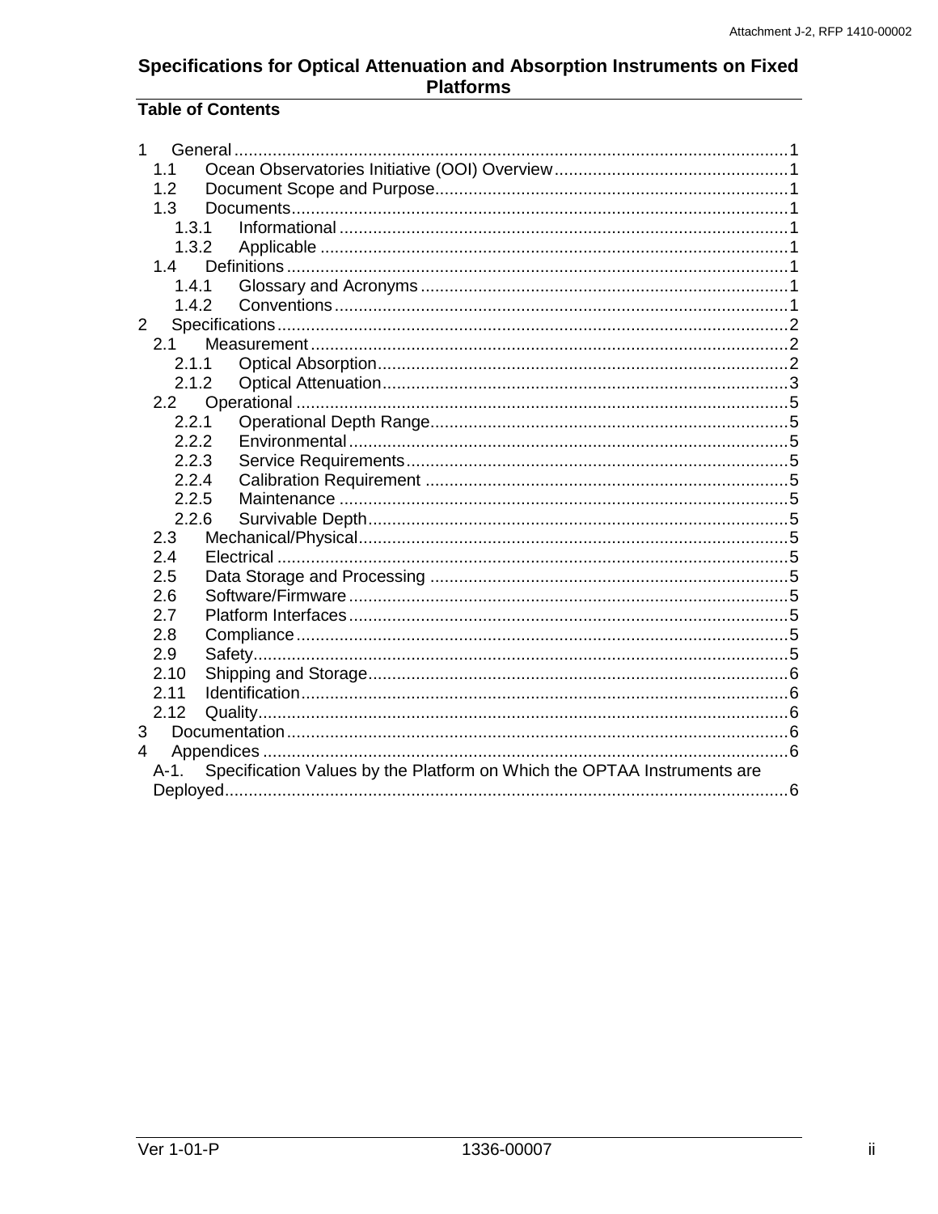## Specifications for Optical Attenuation and Absorption Instruments on Fixed Platforms

### Table of Contents

1 General ..... 1
- 1.1 Ocean Observatories Initiative (OOI) Overview ..... 1
- 1.2 Document Scope and Purpose ..... 1
- 1.3 Documents ..... 1
  - 1.3.1 Informational ..... 1
  - 1.3.2 Applicable ..... 1
- 1.4 Definitions ..... 1
  - 1.4.1 Glossary and Acronyms ..... 1
  - 1.4.2 Conventions ..... 1

2 Specifications ..... 2
- 2.1 Measurement ..... 2
  - 2.1.1 Optical Absorption ..... 2
  - 2.1.2 Optical Attenuation ..... 3
- 2.2 Operational ..... 5
  - 2.2.1 Operational Depth Range ..... 5
  - 2.2.2 Environmental ..... 5
  - 2.2.3 Service Requirements ..... 5
  - 2.2.4 Calibration Requirement ..... 5
  - 2.2.5 Maintenance ..... 5
  - 2.2.6 Survivable Depth ..... 5
- 2.3 Mechanical/Physical ..... 5
- 2.4 Electrical ..... 5
- 2.5 Data Storage and Processing ..... 5
- 2.6 Software/Firmware ..... 5
- 2.7 Platform Interfaces ..... 5
- 2.8 Compliance ..... 5
- 2.9 Safety ..... 5
- 2.10 Shipping and Storage ..... 6
- 2.11 Identification ..... 6
- 2.12 Quality ..... 6

3 Documentation ..... 6

4 Appendices ..... 6
- A-1. Specification Values by the Platform on Which the OPTAA Instruments are Deployed ..... 6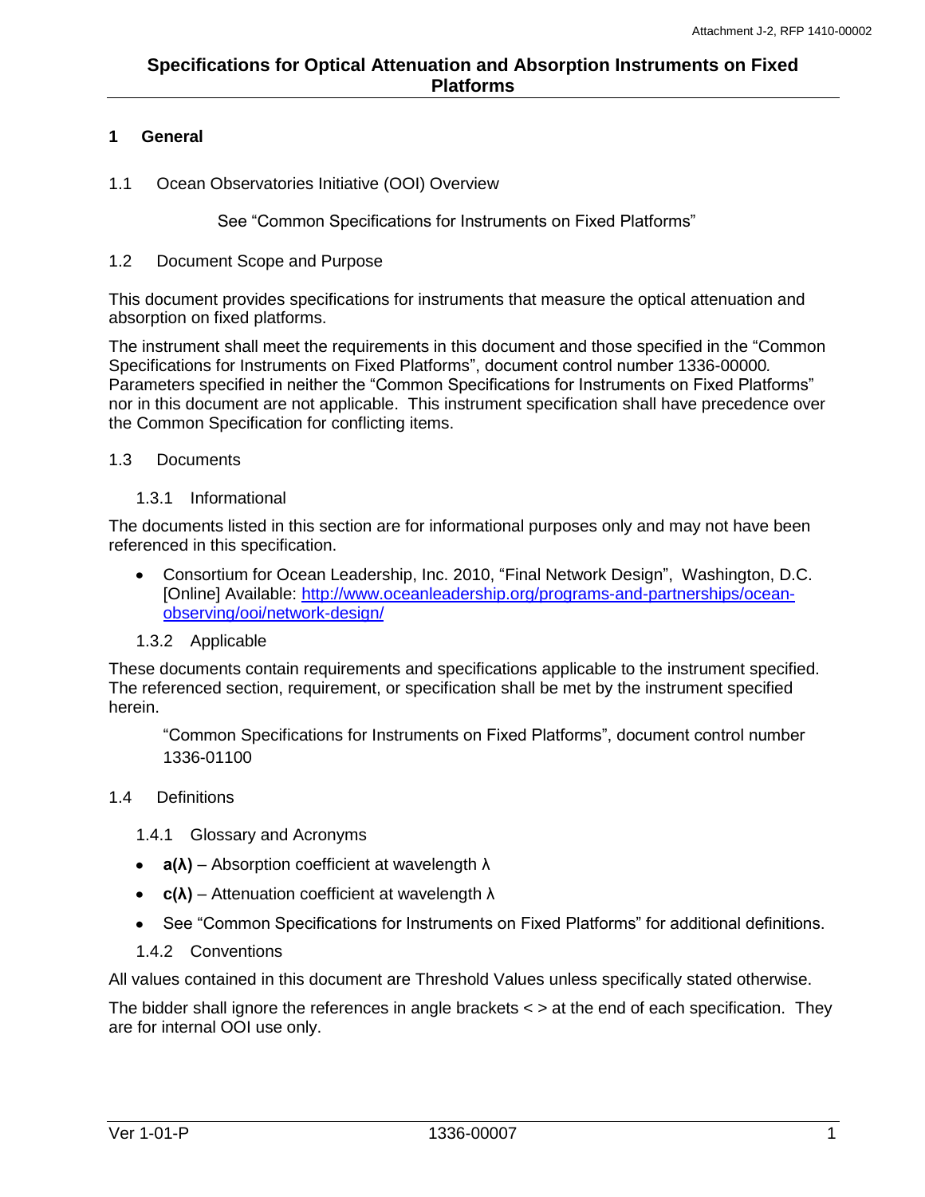# Specifications for Optical Attenuation and Absorption Instruments on Fixed Platforms

## 1 General

### 1.1 Ocean Observatories Initiative (OOI) Overview

See "Common Specifications for Instruments on Fixed Platforms"

### 1.2 Document Scope and Purpose

This document provides specifications for instruments that measure the optical attenuation and absorption on fixed platforms.

The instrument shall meet the requirements in this document and those specified in the "Common Specifications for Instruments on Fixed Platforms", document control number 1336-00000. Parameters specified in neither the "Common Specifications for Instruments on Fixed Platforms" nor in this document are not applicable. This instrument specification shall have precedence over the Common Specification for conflicting items.

### 1.3 Documents

#### 1.3.1 Informational

The documents listed in this section are for informational purposes only and may not have been referenced in this specification.

- Consortium for Ocean Leadership, Inc. 2010, "Final Network Design", Washington, D.C. [Online] Available: http://www.oceanleadership.org/programs-and-partnerships/ocean-observing/ooi/network-design/

#### 1.3.2 Applicable

These documents contain requirements and specifications applicable to the instrument specified. The referenced section, requirement, or specification shall be met by the instrument specified herein.

"Common Specifications for Instruments on Fixed Platforms", document control number 1336-01100

### 1.4 Definitions

#### 1.4.1 Glossary and Acronyms

- **a(λ)** – Absorption coefficient at wavelength λ
- **c(λ)** – Attenuation coefficient at wavelength λ
- See "Common Specifications for Instruments on Fixed Platforms" for additional definitions.

#### 1.4.2 Conventions

All values contained in this document are Threshold Values unless specifically stated otherwise.

The bidder shall ignore the references in angle brackets < > at the end of each specification. They are for internal OOI use only.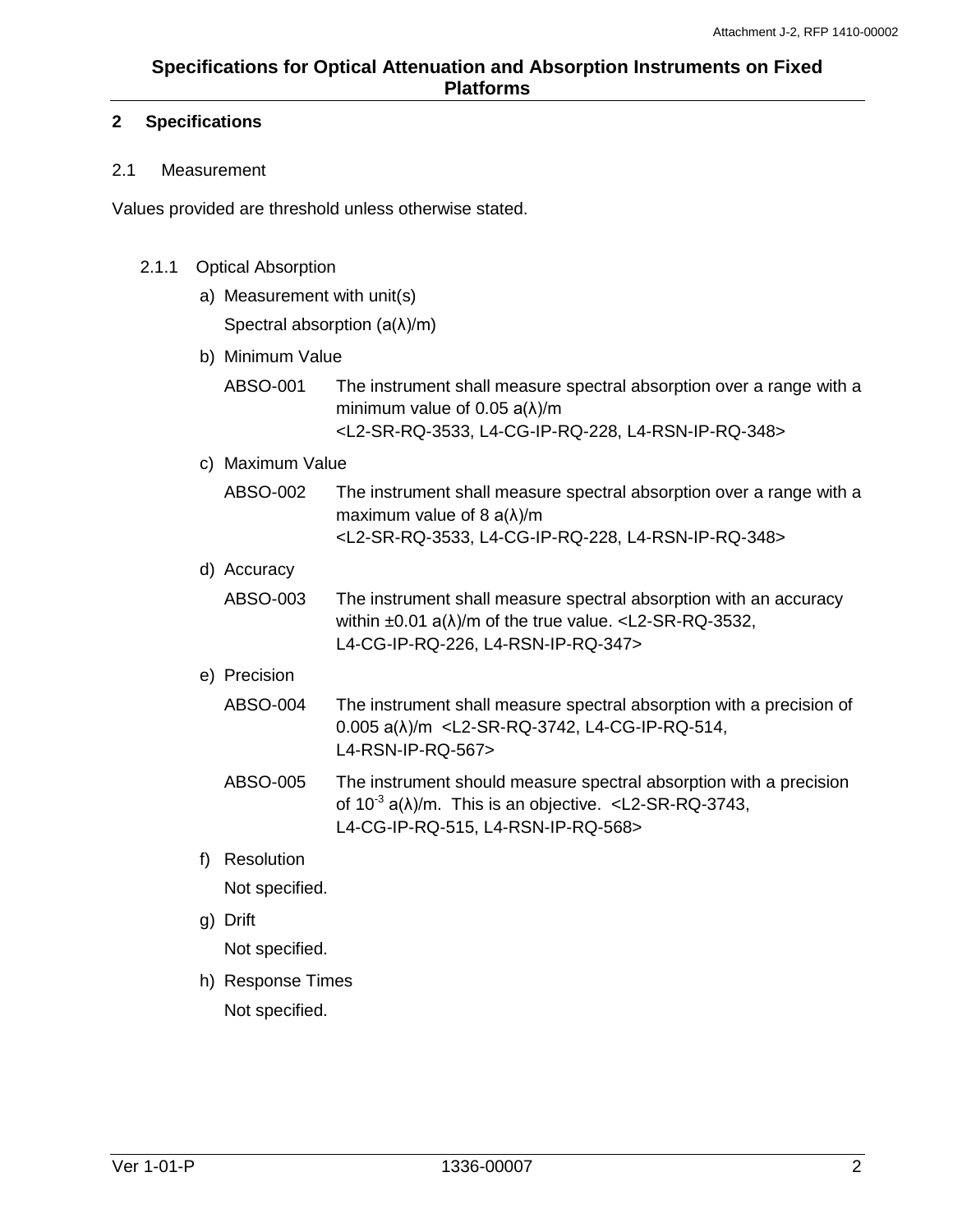## 2 Specifications

### 2.1 Measurement

Values provided are threshold unless otherwise stated.

#### 2.1.1 Optical Absorption

a) Measurement with unit(s)

Spectral absorption (a(λ)/m)

b) Minimum Value

ABSO-001 The instrument shall measure spectral absorption over a range with a minimum value of 0.05 a(λ)/m <L2-SR-RQ-3533, L4-CG-IP-RQ-228, L4-RSN-IP-RQ-348>

c) Maximum Value

ABSO-002 The instrument shall measure spectral absorption over a range with a maximum value of 8 a(λ)/m <L2-SR-RQ-3533, L4-CG-IP-RQ-228, L4-RSN-IP-RQ-348>

d) Accuracy

ABSO-003 The instrument shall measure spectral absorption with an accuracy within ±0.01 a(λ)/m of the true value. <L2-SR-RQ-3532, L4-CG-IP-RQ-226, L4-RSN-IP-RQ-347>

e) Precision

ABSO-004 The instrument shall measure spectral absorption with a precision of 0.005 a(λ)/m <L2-SR-RQ-3742, L4-CG-IP-RQ-514, L4-RSN-IP-RQ-567>

ABSO-005 The instrument should measure spectral absorption with a precision of $10^{-3}$ a(λ)/m. This is an objective. <L2-SR-RQ-3743, L4-CG-IP-RQ-515, L4-RSN-IP-RQ-568>

f) Resolution

Not specified.

g) Drift

Not specified.

h) Response Times

Not specified.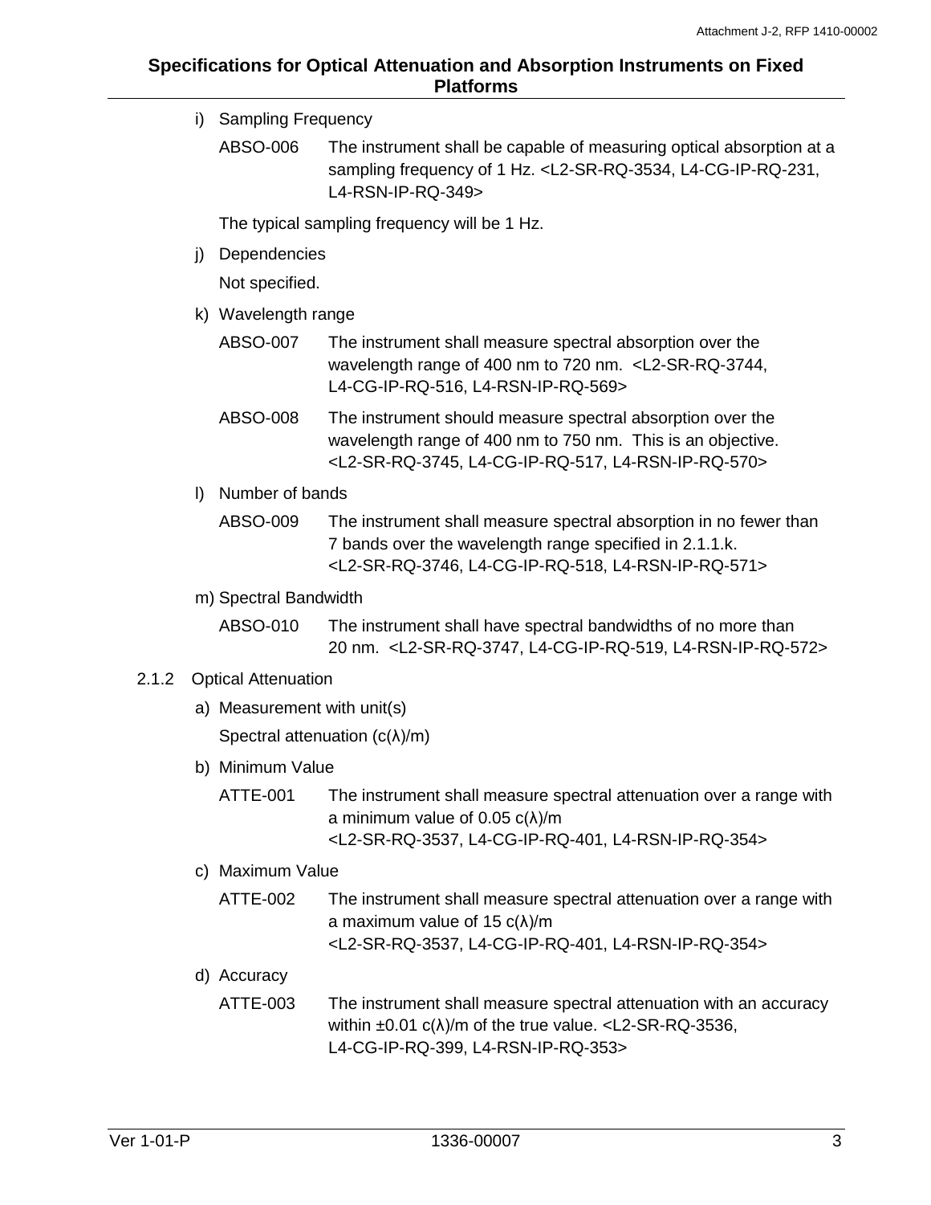i) Sampling Frequency

ABSO-006 The instrument shall be capable of measuring optical absorption at a sampling frequency of 1 Hz. <L2-SR-RQ-3534, L4-CG-IP-RQ-231, L4-RSN-IP-RQ-349>

The typical sampling frequency will be 1 Hz.

j) Dependencies

Not specified.

k) Wavelength range

ABSO-007 The instrument shall measure spectral absorption over the wavelength range of 400 nm to 720 nm. <L2-SR-RQ-3744, L4-CG-IP-RQ-516, L4-RSN-IP-RQ-569>

ABSO-008 The instrument should measure spectral absorption over the wavelength range of 400 nm to 750 nm. This is an objective. <L2-SR-RQ-3745, L4-CG-IP-RQ-517, L4-RSN-IP-RQ-570>

l) Number of bands

ABSO-009 The instrument shall measure spectral absorption in no fewer than 7 bands over the wavelength range specified in 2.1.1.k. <L2-SR-RQ-3746, L4-CG-IP-RQ-518, L4-RSN-IP-RQ-571>

m) Spectral Bandwidth

ABSO-010 The instrument shall have spectral bandwidths of no more than 20 nm. <L2-SR-RQ-3747, L4-CG-IP-RQ-519, L4-RSN-IP-RQ-572>

### 2.1.2 Optical Attenuation

a) Measurement with unit(s)

Spectral attenuation ($c(\lambda)$/m)

b) Minimum Value

ATTE-001 The instrument shall measure spectral attenuation over a range with a minimum value of 0.05 $c(\lambda)$/m <L2-SR-RQ-3537, L4-CG-IP-RQ-401, L4-RSN-IP-RQ-354>

c) Maximum Value

ATTE-002 The instrument shall measure spectral attenuation over a range with a maximum value of 15 $c(\lambda)$/m <L2-SR-RQ-3537, L4-CG-IP-RQ-401, L4-RSN-IP-RQ-354>

d) Accuracy

ATTE-003 The instrument shall measure spectral attenuation with an accuracy within ±0.01 $c(\lambda)$/m of the true value. <L2-SR-RQ-3536, L4-CG-IP-RQ-399, L4-RSN-IP-RQ-353>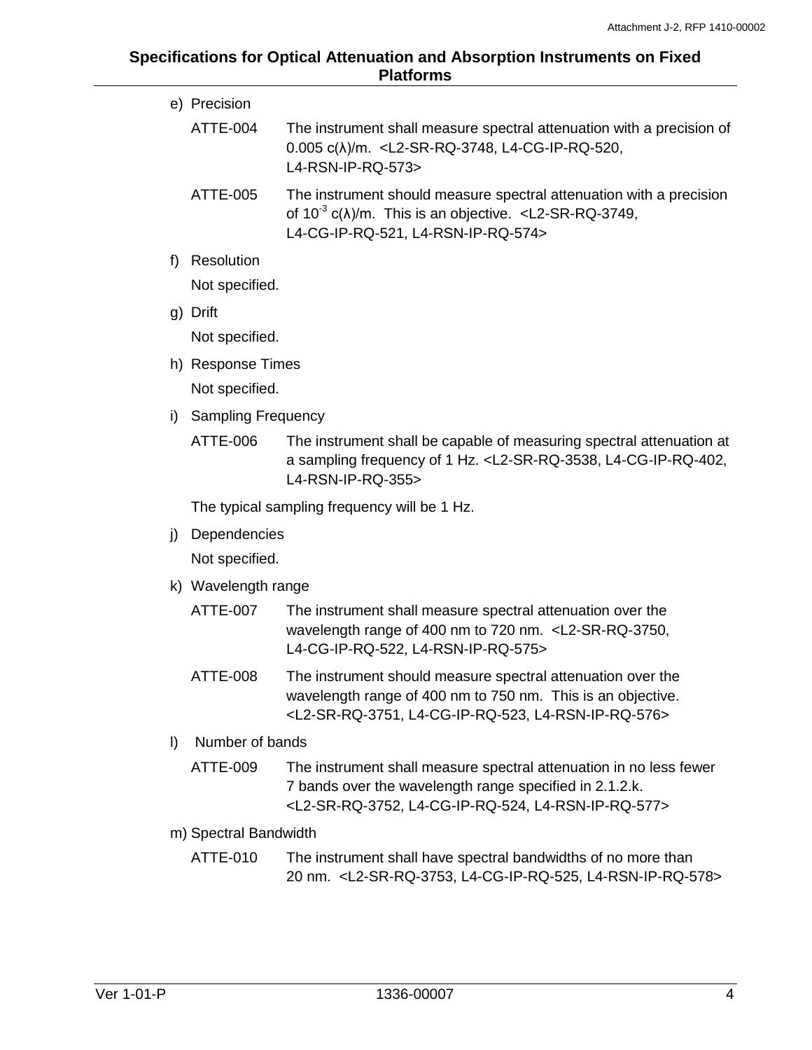e) Precision

ATTE-004 The instrument shall measure spectral attenuation with a precision of 0.005 c(λ)/m. <L2-SR-RQ-3748, L4-CG-IP-RQ-520, L4-RSN-IP-RQ-573>

ATTE-005 The instrument should measure spectral attenuation with a precision of $10^{-3}$ c(λ)/m. This is an objective. <L2-SR-RQ-3749, L4-CG-IP-RQ-521, L4-RSN-IP-RQ-574>

f) Resolution

Not specified.

g) Drift

Not specified.

h) Response Times

Not specified.

i) Sampling Frequency

ATTE-006 The instrument shall be capable of measuring spectral attenuation at a sampling frequency of 1 Hz. <L2-SR-RQ-3538, L4-CG-IP-RQ-402, L4-RSN-IP-RQ-355>

The typical sampling frequency will be 1 Hz.

j) Dependencies

Not specified.

k) Wavelength range

ATTE-007 The instrument shall measure spectral attenuation over the wavelength range of 400 nm to 720 nm. <L2-SR-RQ-3750, L4-CG-IP-RQ-522, L4-RSN-IP-RQ-575>

ATTE-008 The instrument should measure spectral attenuation over the wavelength range of 400 nm to 750 nm. This is an objective. <L2-SR-RQ-3751, L4-CG-IP-RQ-523, L4-RSN-IP-RQ-576>

l) Number of bands

ATTE-009 The instrument shall measure spectral attenuation in no less fewer 7 bands over the wavelength range specified in 2.1.2.k. <L2-SR-RQ-3752, L4-CG-IP-RQ-524, L4-RSN-IP-RQ-577>

m) Spectral Bandwidth

ATTE-010 The instrument shall have spectral bandwidths of no more than 20 nm. <L2-SR-RQ-3753, L4-CG-IP-RQ-525, L4-RSN-IP-RQ-578>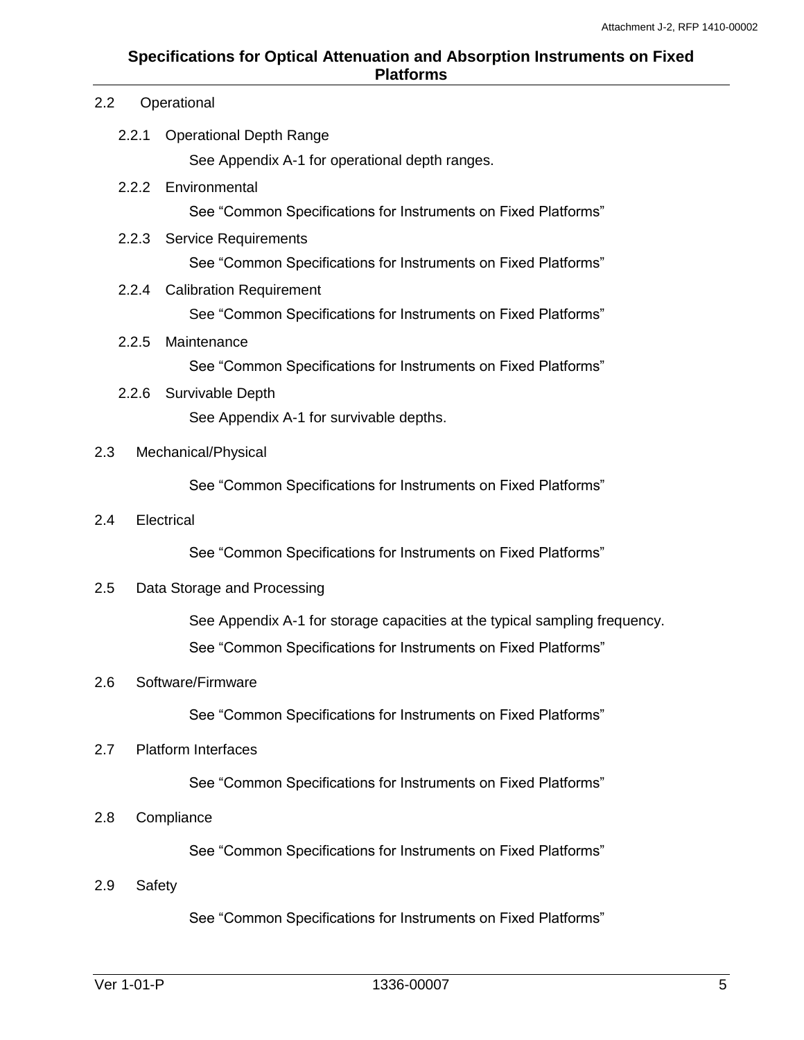## 2.2 Operational

### 2.2.1 Operational Depth Range

See Appendix A-1 for operational depth ranges.

### 2.2.2 Environmental

See “Common Specifications for Instruments on Fixed Platforms”

### 2.2.3 Service Requirements

See “Common Specifications for Instruments on Fixed Platforms”

### 2.2.4 Calibration Requirement

See “Common Specifications for Instruments on Fixed Platforms”

### 2.2.5 Maintenance

See “Common Specifications for Instruments on Fixed Platforms”

### 2.2.6 Survivable Depth

See Appendix A-1 for survivable depths.

## 2.3 Mechanical/Physical

See “Common Specifications for Instruments on Fixed Platforms”

## 2.4 Electrical

See “Common Specifications for Instruments on Fixed Platforms”

## 2.5 Data Storage and Processing

See Appendix A-1 for storage capacities at the typical sampling frequency.

See “Common Specifications for Instruments on Fixed Platforms”

## 2.6 Software/Firmware

See “Common Specifications for Instruments on Fixed Platforms”

## 2.7 Platform Interfaces

See “Common Specifications for Instruments on Fixed Platforms”

## 2.8 Compliance

See “Common Specifications for Instruments on Fixed Platforms”

## 2.9 Safety

See “Common Specifications for Instruments on Fixed Platforms”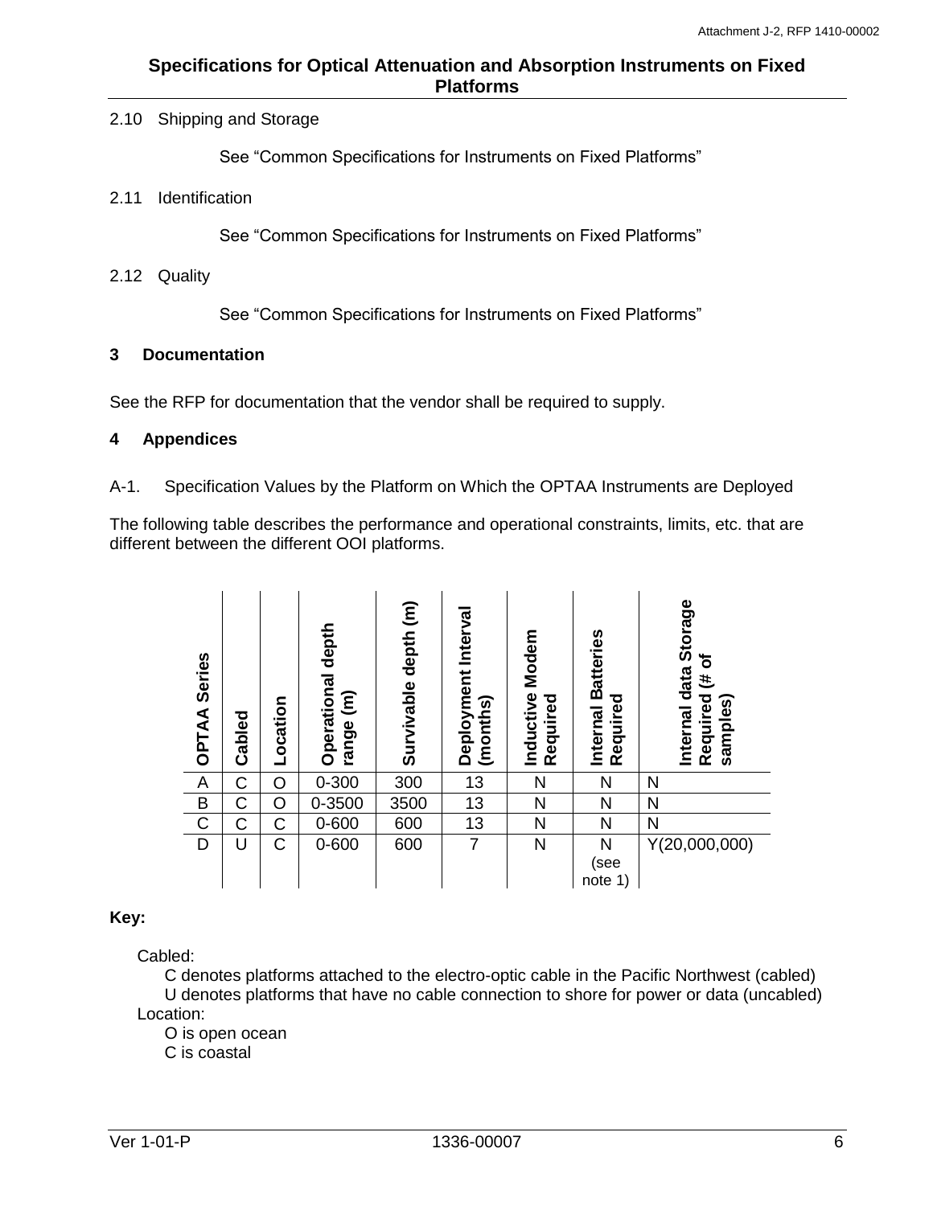2.10 Shipping and Storage

See "Common Specifications for Instruments on Fixed Platforms"

2.11 Identification

See "Common Specifications for Instruments on Fixed Platforms"

2.12 Quality

See "Common Specifications for Instruments on Fixed Platforms"

## 3 Documentation

See the RFP for documentation that the vendor shall be required to supply.

## 4 Appendices

A-1. Specification Values by the Platform on Which the OPTAA Instruments are Deployed

The following table describes the performance and operational constraints, limits, etc. that are different between the different OOI platforms.

| OPTAA Series | Cabled | Location | Operational depth range (m) | Survivable depth (m) | Deployment Interval (months) | Inductive Modem Required | Internal Batteries Required | Internal data Storage Required (# of samples) |
|---|---|---|---|---|---|---|---|---|
| A | C | O | 0-300 | 300 | 13 | N | N | N |
| B | C | O | 0-3500 | 3500 | 13 | N | N | N |
| C | C | C | 0-600 | 600 | 13 | N | N | N |
| D | U | C | 0-600 | 600 | 7 | N | N (see note 1) | Y(20,000,000) |

**Key:**

Cabled:
- C denotes platforms attached to the electro-optic cable in the Pacific Northwest (cabled)
- U denotes platforms that have no cable connection to shore for power or data (uncabled)

Location:
- O is open ocean
- C is coastal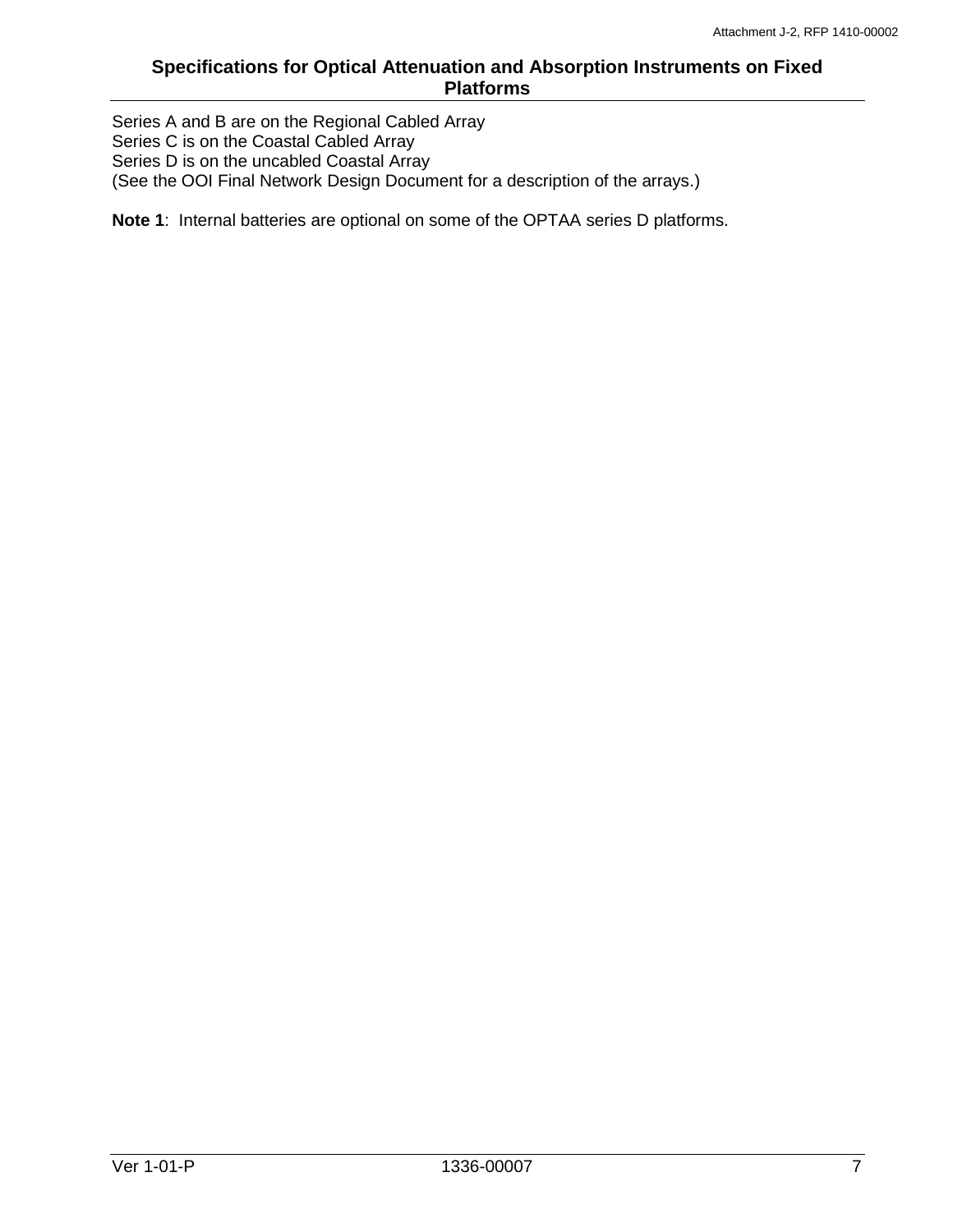## Specifications for Optical Attenuation and Absorption Instruments on Fixed Platforms

Series A and B are on the Regional Cabled Array
Series C is on the Coastal Cabled Array
Series D is on the uncabled Coastal Array
(See the OOI Final Network Design Document for a description of the arrays.)

**Note 1**: Internal batteries are optional on some of the OPTAA series D platforms.